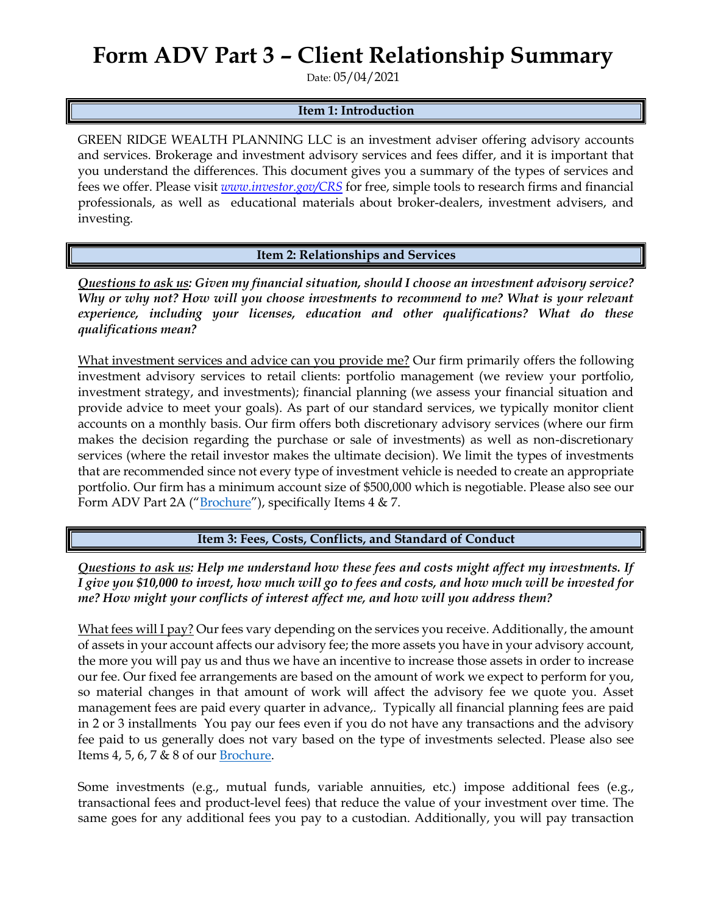# Form ADV Part 3 – Client Relationship Summary

Date: 05/04/2021

## Item 1: Introduction

GREEN RIDGE WEALTH PLANNING LLC is an investment adviser offering advisory accounts and services. Brokerage and investment advisory services and fees differ, and it is important that you understand the differences. This document gives you a summary of the types of services and fees we offer. Please visit *www.investor.gov/CRS* for free, simple tools to research firms and financial professionals, as well as educational materials about broker-dealers, investment advisers, and investing.

## Item 2: Relationships and Services

***Questions to ask us:*** ***Given my financial situation, should I choose an investment advisory service? Why or why not? How will you choose investments to recommend to me? What is your relevant experience, including your licenses, education and other qualifications? What do these qualifications mean?***

What investment services and advice can you provide me? Our firm primarily offers the following investment advisory services to retail clients: portfolio management (we review your portfolio, investment strategy, and investments); financial planning (we assess your financial situation and provide advice to meet your goals). As part of our standard services, we typically monitor client accounts on a monthly basis. Our firm offers both discretionary advisory services (where our firm makes the decision regarding the purchase or sale of investments) as well as non-discretionary services (where the retail investor makes the ultimate decision). We limit the types of investments that are recommended since not every type of investment vehicle is needed to create an appropriate portfolio. Our firm has a minimum account size of $500,000 which is negotiable. Please also see our Form ADV Part 2A ("Brochure"), specifically Items 4 & 7.

## Item 3: Fees, Costs, Conflicts, and Standard of Conduct

***Questions to ask us:*** ***Help me understand how these fees and costs might affect my investments. If I give you $10,000 to invest, how much will go to fees and costs, and how much will be invested for me? How might your conflicts of interest affect me, and how will you address them?***

What fees will I pay? Our fees vary depending on the services you receive. Additionally, the amount of assets in your account affects our advisory fee; the more assets you have in your advisory account, the more you will pay us and thus we have an incentive to increase those assets in order to increase our fee. Our fixed fee arrangements are based on the amount of work we expect to perform for you, so material changes in that amount of work will affect the advisory fee we quote you. Asset management fees are paid every quarter in advance,. Typically all financial planning fees are paid in 2 or 3 installments You pay our fees even if you do not have any transactions and the advisory fee paid to us generally does not vary based on the type of investments selected. Please also see Items 4, 5, 6, 7 & 8 of our Brochure.

Some investments (e.g., mutual funds, variable annuities, etc.) impose additional fees (e.g., transactional fees and product-level fees) that reduce the value of your investment over time. The same goes for any additional fees you pay to a custodian. Additionally, you will pay transaction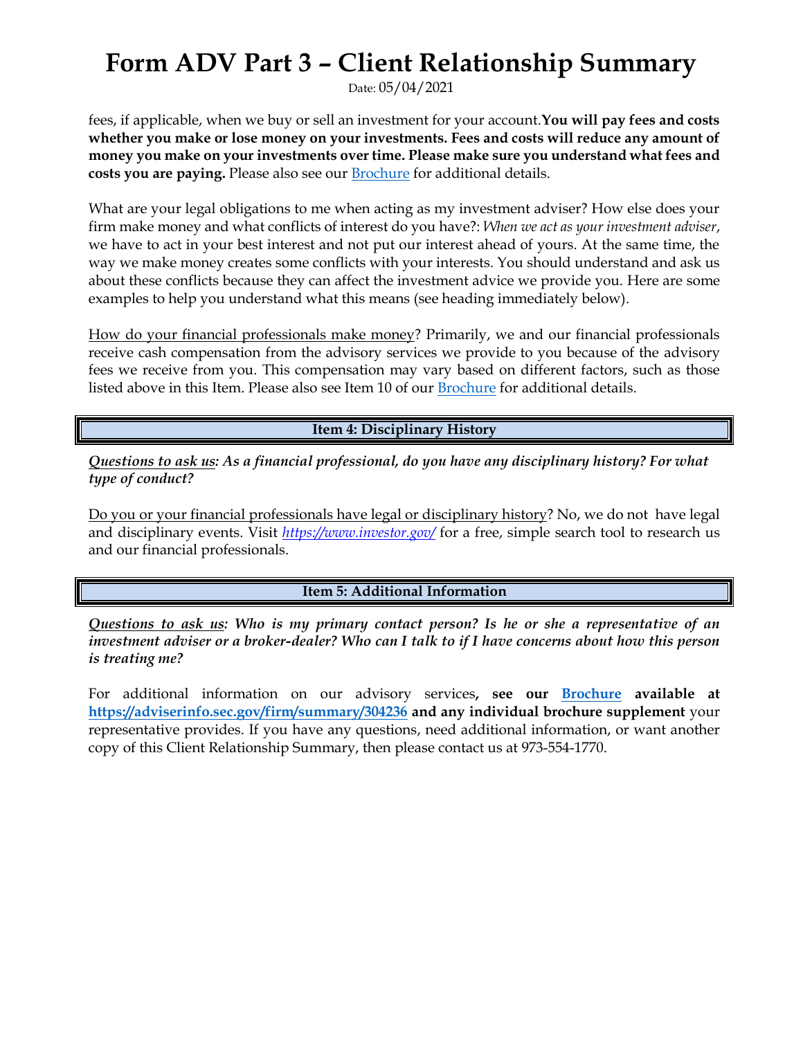fees, if applicable, when we buy or sell an investment for your account.**You will pay fees and costs whether you make or lose money on your investments. Fees and costs will reduce any amount of money you make on your investments over time. Please make sure you understand what fees and costs you are paying.** Please also see our Brochure for additional details.

What are your legal obligations to me when acting as my investment adviser? How else does your firm make money and what conflicts of interest do you have?: *When we act as your investment adviser*, we have to act in your best interest and not put our interest ahead of yours. At the same time, the way we make money creates some conflicts with your interests. You should understand and ask us about these conflicts because they can affect the investment advice we provide you. Here are some examples to help you understand what this means (see heading immediately below).

How do your financial professionals make money? Primarily, we and our financial professionals receive cash compensation from the advisory services we provide to you because of the advisory fees we receive from you. This compensation may vary based on different factors, such as those listed above in this Item. Please also see Item 10 of our Brochure for additional details.

## Item 4: Disciplinary History

***Questions to ask us: As a financial professional, do you have any disciplinary history? For what type of conduct?***

Do you or your financial professionals have legal or disciplinary history? No, we do not have legal and disciplinary events. Visit *https://www.investor.gov/* for a free, simple search tool to research us and our financial professionals.

## Item 5: Additional Information

***Questions to ask us: Who is my primary contact person? Is he or she a representative of an investment adviser or a broker-dealer? Who can I talk to if I have concerns about how this person is treating me?***

For additional information on our advisory services**, see our Brochure available at https://adviserinfo.sec.gov/firm/summary/304236 and any individual brochure supplement** your representative provides. If you have any questions, need additional information, or want another copy of this Client Relationship Summary, then please contact us at 973-554-1770.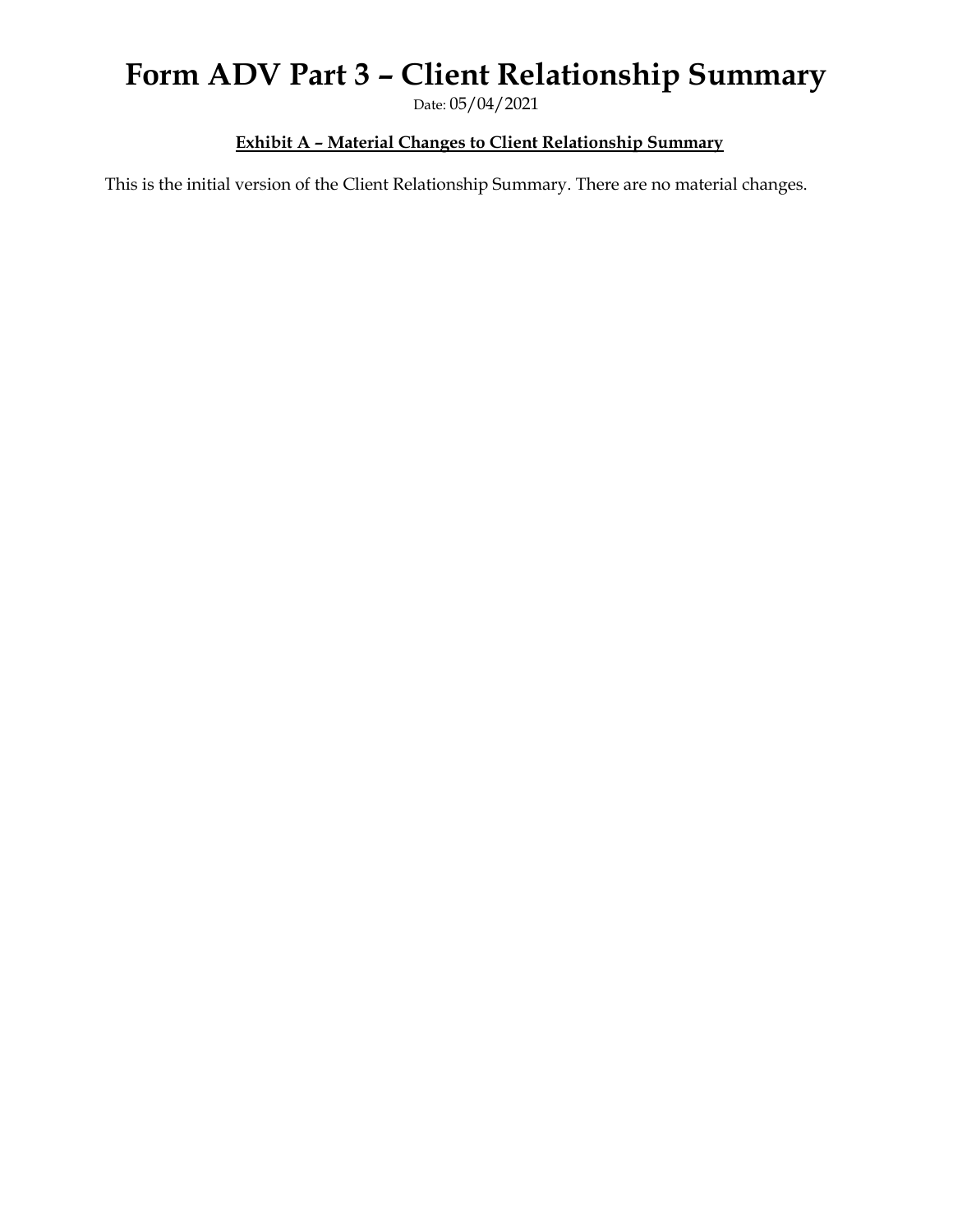# Form ADV Part 3 – Client Relationship Summary

Date: 05/04/2021

**Exhibit A – Material Changes to Client Relationship Summary**

This is the initial version of the Client Relationship Summary. There are no material changes.